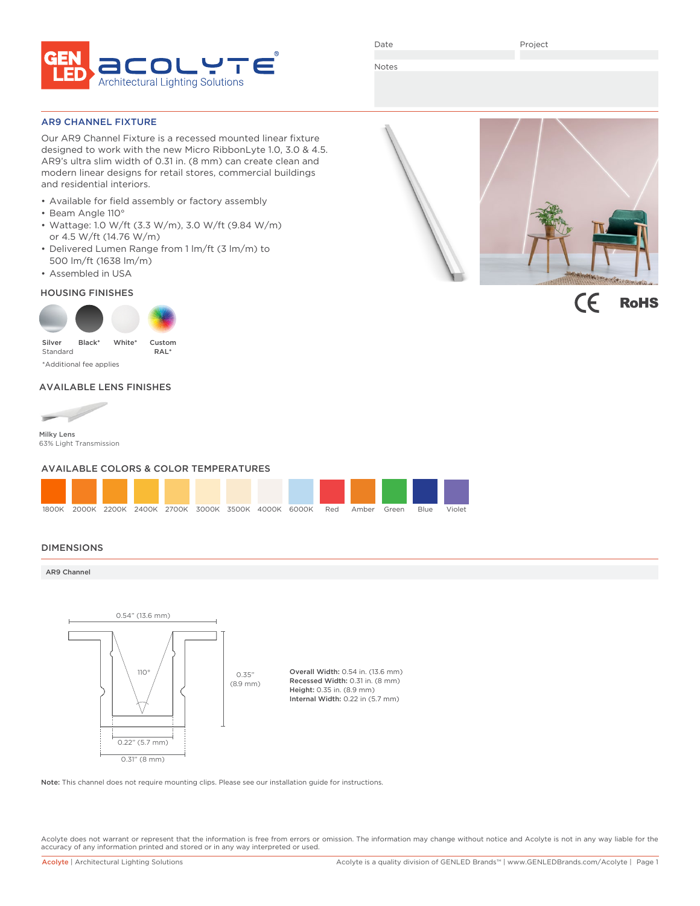GEN LED ACOLYTE® Architectural Lighting Solutions

Date | Project

Notes

## AR9 CHANNEL FIXTURE

Our AR9 Channel Fixture is a recessed mounted linear fixture designed to work with the new Micro RibbonLyte 1.0, 3.0 & 4.5. AR9's ultra slim width of 0.31 in. (8 mm) can create clean and modern linear designs for retail stores, commercial buildings and residential interiors.

- Available for field assembly or factory assembly
- Beam Angle 110°
- Wattage: 1.0 W/ft (3.3 W/m), 3.0 W/ft (9.84 W/m) or 4.5 W/ft (14.76 W/m)
- Delivered Lumen Range from 1 lm/ft (3 lm/m) to 500 lm/ft (1638 lm/m)
- Assembled in USA

CE RoHS

### HOUSING FINISHES

Silver Standard | Black* | White* | Custom RAL*

*Additional fee applies

### AVAILABLE LENS FINISHES

Milky Lens
63% Light Transmission

### AVAILABLE COLORS & COLOR TEMPERATURES

1800K | 2000K | 2200K | 2400K | 2700K | 3000K | 3500K | 4000K | 6000K | Red | Amber | Green | Blue | Violet

### DIMENSIONS

AR9 Channel

0.54" (13.6 mm)
110°
0.35" (8.9 mm)
0.22" (5.7 mm)
0.31" (8 mm)

**Overall Width:** 0.54 in. (13.6 mm)
**Recessed Width:** 0.31 in. (8 mm)
**Height:** 0.35 in. (8.9 mm)
**Internal Width:** 0.22 in (5.7 mm)

**Note:** This channel does not require mounting clips. Please see our installation guide for instructions.

Acolyte does not warrant or represent that the information is free from errors or omission. The information may change without notice and Acolyte is not in any way liable for the accuracy of any information printed and stored or in any way interpreted or used.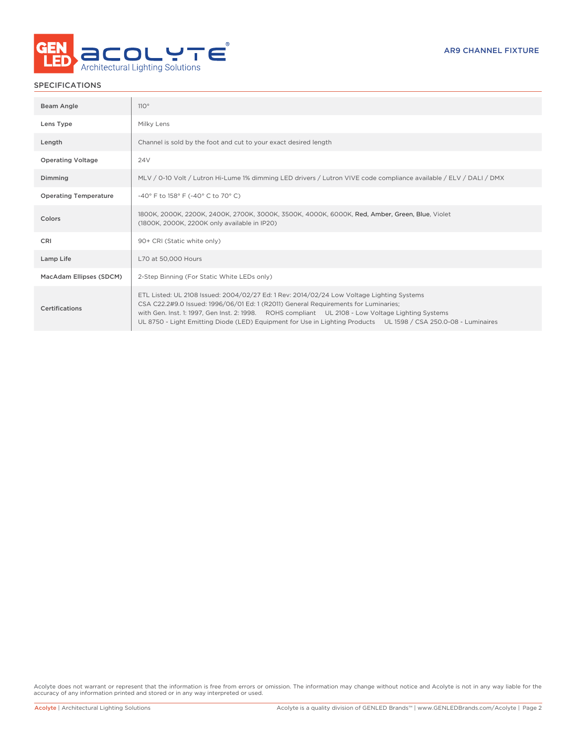## SPECIFICATIONS

| | |
|---|---|
| Beam Angle | 110° |
| Lens Type | Milky Lens |
| Length | Channel is sold by the foot and cut to your exact desired length |
| Operating Voltage | 24V |
| Dimming | MLV / 0-10 Volt / Lutron Hi-Lume 1% dimming LED drivers / Lutron VIVE code compliance available / ELV / DALI / DMX |
| Operating Temperature | -40° F to 158° F (-40° C to 70° C) |
| Colors | 1800K, 2000K, 2200K, 2400K, 2700K, 3000K, 3500K, 4000K, 6000K, Red, Amber, Green, Blue, Violet (1800K, 2000K, 2200K only available in IP20) |
| CRI | 90+ CRI (Static white only) |
| Lamp Life | L70 at 50,000 Hours |
| MacAdam Ellipses (SDCM) | 2-Step Binning (For Static White LEDs only) |
| Certifications | ETL Listed: UL 2108 Issued: 2004/02/27 Ed: 1 Rev: 2014/02/24 Low Voltage Lighting Systems CSA C22.2#9.0 Issued: 1996/06/01 Ed: 1 (R2011) General Requirements for Luminaries; with Gen. Inst. 1: 1997, Gen Inst. 2: 1998. ROHS compliant UL 2108 - Low Voltage Lighting Systems UL 8750 - Light Emitting Diode (LED) Equipment for Use in Lighting Products UL 1598 / CSA 250.0-08 - Luminaires |

Acolyte does not warrant or represent that the information is free from errors or omission. The information may change without notice and Acolyte is not in any way liable for the accuracy of any information printed and stored or in any way interpreted or used.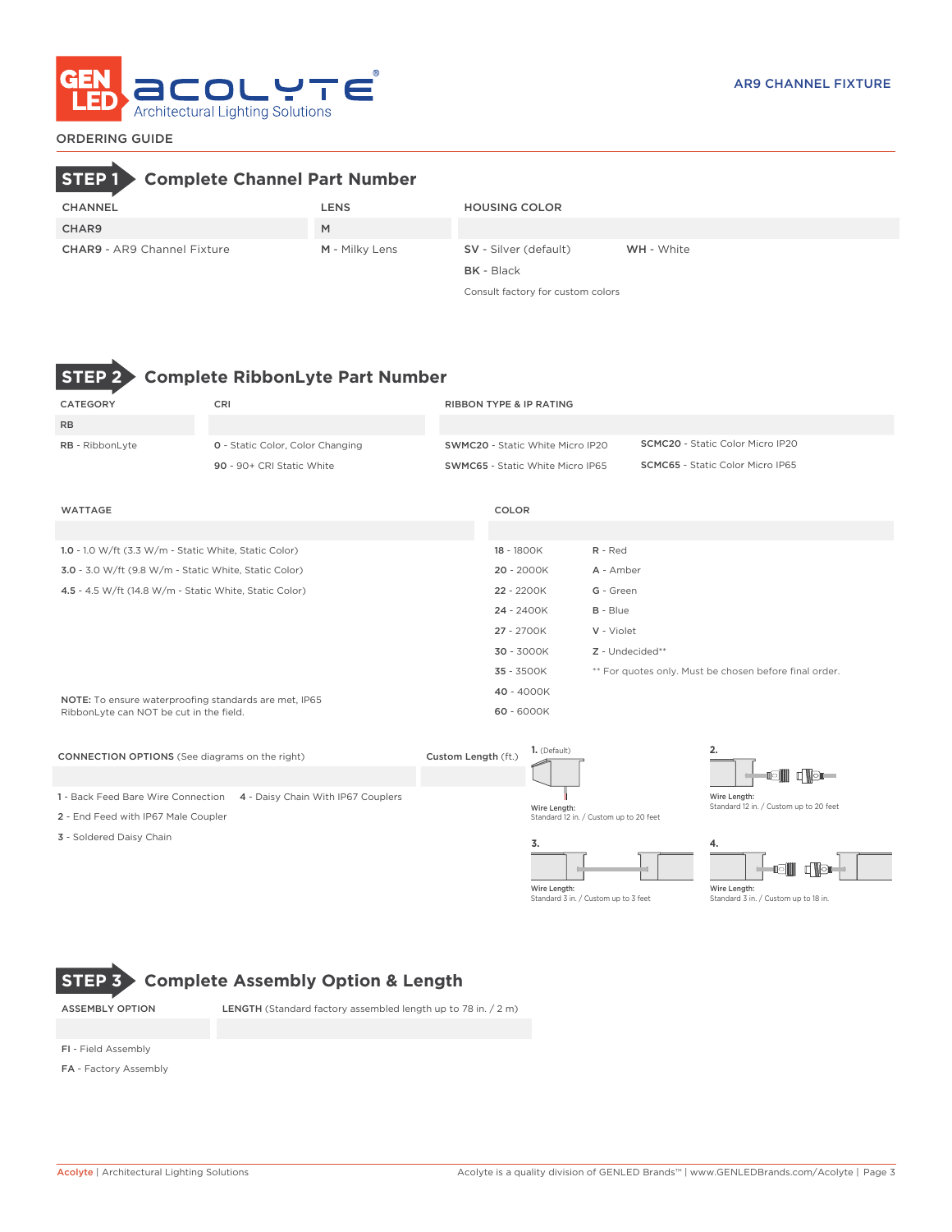AR9 CHANNEL FIXTURE

ORDERING GUIDE

## STEP 1 Complete Channel Part Number

| CHANNEL | LENS | HOUSING COLOR | |
|---|---|---|---|
| CHAR9 | M | | |
| **CHAR9** - AR9 Channel Fixture | **M** - Milky Lens | **SV** - Silver (default) | **WH** - White |
| | | **BK** - Black | |
| | | Consult factory for custom colors | |

## STEP 2 Complete RibbonLyte Part Number

| CATEGORY | CRI | RIBBON TYPE & IP RATING | |
|---|---|---|---|
| RB | | | |
| **RB** - RibbonLyte | **0** - Static Color, Color Changing | **SWMC20** - Static White Micro IP20 | **SCMC20** - Static Color Micro IP20 |
| | **90** - 90+ CRI Static White | **SWMC65** - Static White Micro IP65 | **SCMC65** - Static Color Micro IP65 |

| WATTAGE | COLOR | |
|---|---|---|
| **1.0** - 1.0 W/ft (3.3 W/m - Static White, Static Color) | **18** - 1800K | **R** - Red |
| **3.0** - 3.0 W/ft (9.8 W/m - Static White, Static Color) | **20** - 2000K | **A** - Amber |
| **4.5** - 4.5 W/ft (14.8 W/m - Static White, Static Color) | **22** - 2200K | **G** - Green |
| | **24** - 2400K | **B** - Blue |
| | **27** - 2700K | **V** - Violet |
| | **30** - 3000K | **Z** - Undecided** |
| | **35** - 3500K | ** For quotes only. Must be chosen before final order. |
| | **40** - 4000K | |
| | **60** - 6000K | |

**NOTE:** To ensure waterproofing standards are met, IP65 RibbonLyte can NOT be cut in the field.

| CONNECTION OPTIONS (See diagrams on the right) | | Custom Length (ft.) |
|---|---|---|
| **1** - Back Feed Bare Wire Connection | **4** - Daisy Chain With IP67 Couplers | |
| **2** - End Feed with IP67 Male Coupler | | |
| **3** - Soldered Daisy Chain | | |

1. (Default) Wire Length: Standard 12 in. / Custom up to 20 feet

2. Wire Length: Standard 12 in. / Custom up to 20 feet

3. Wire Length: Standard 3 in. / Custom up to 3 feet

4. Wire Length: Standard 3 in. / Custom up to 18 in.

## STEP 3 Complete Assembly Option & Length

| ASSEMBLY OPTION | LENGTH (Standard factory assembled length up to 78 in. / 2 m) |
|---|---|
| **FI** - Field Assembly | |
| **FA** - Factory Assembly | |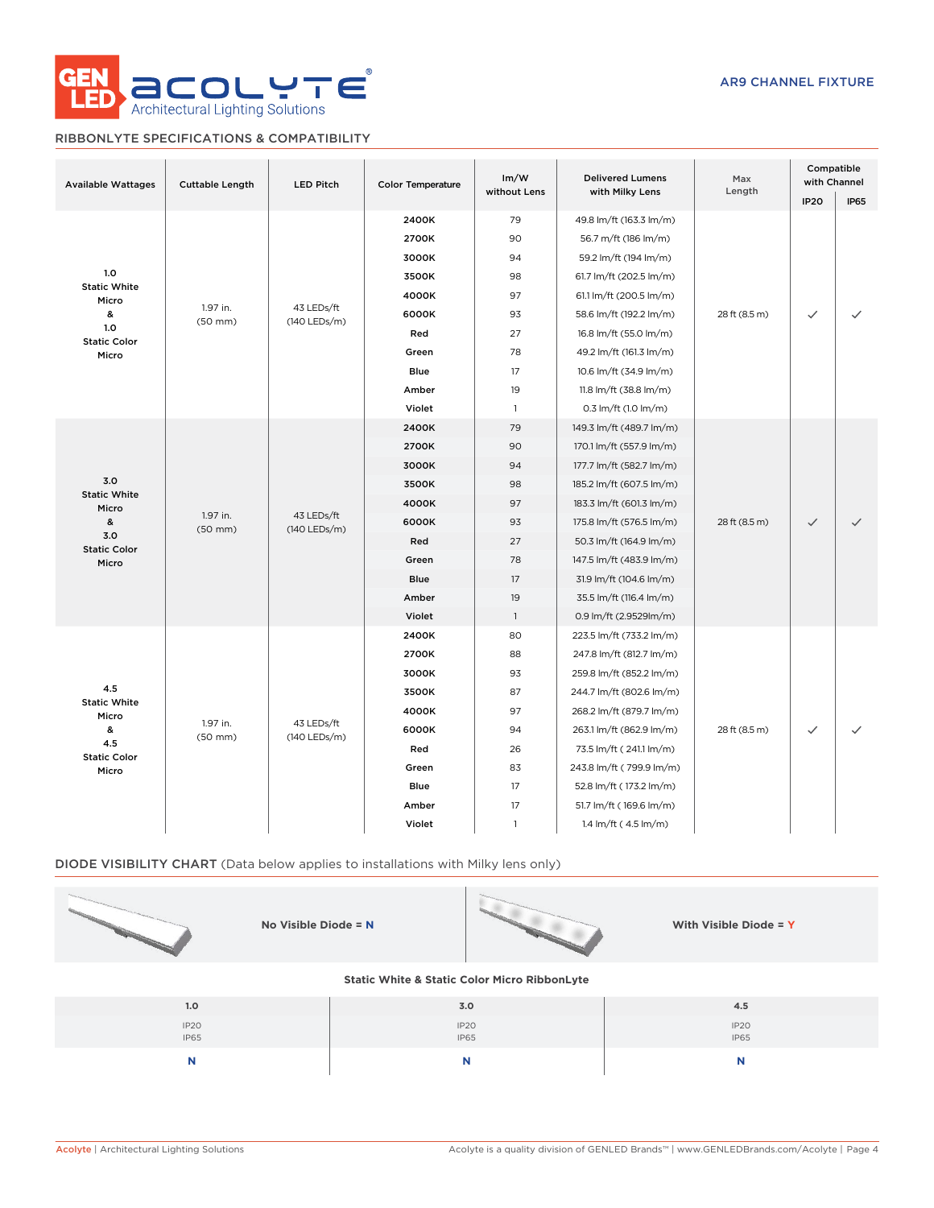AR9 CHANNEL FIXTURE

## RIBBONLYTE SPECIFICATIONS & COMPATIBILITY

| Available Wattages | Cuttable Length | LED Pitch | Color Temperature | lm/W without Lens | Delivered Lumens with Milky Lens | Max Length | Compatible with Channel | |
|---|---|---|---|---|---|---|---|---|
| | | | | | | | IP20 | IP65 |
| 1.0 Static White Micro & 1.0 Static Color Micro | 1.97 in. (50 mm) | 43 LEDs/ft (140 LEDs/m) | 2400K | 79 | 49.8 lm/ft (163.3 lm/m) | 28 ft (8.5 m) | ✓ | ✓ |
| | | | 2700K | 90 | 56.7 m/ft (186 lm/m) | | | |
| | | | 3000K | 94 | 59.2 lm/ft (194 lm/m) | | | |
| | | | 3500K | 98 | 61.7 lm/ft (202.5 lm/m) | | | |
| | | | 4000K | 97 | 61.1 lm/ft (200.5 lm/m) | | | |
| | | | 6000K | 93 | 58.6 lm/ft (192.2 lm/m) | | | |
| | | | Red | 27 | 16.8 lm/ft (55.0 lm/m) | | | |
| | | | Green | 78 | 49.2 lm/ft (161.3 lm/m) | | | |
| | | | Blue | 17 | 10.6 lm/ft (34.9 lm/m) | | | |
| | | | Amber | 19 | 11.8 lm/ft (38.8 lm/m) | | | |
| | | | Violet | 1 | 0.3 lm/ft (1.0 lm/m) | | | |
| 3.0 Static White Micro & 3.0 Static Color Micro | 1.97 in. (50 mm) | 43 LEDs/ft (140 LEDs/m) | 2400K | 79 | 149.3 lm/ft (489.7 lm/m) | 28 ft (8.5 m) | ✓ | ✓ |
| | | | 2700K | 90 | 170.1 lm/ft (557.9 lm/m) | | | |
| | | | 3000K | 94 | 177.7 lm/ft (582.7 lm/m) | | | |
| | | | 3500K | 98 | 185.2 lm/ft (607.5 lm/m) | | | |
| | | | 4000K | 97 | 183.3 lm/ft (601.3 lm/m) | | | |
| | | | 6000K | 93 | 175.8 lm/ft (576.5 lm/m) | | | |
| | | | Red | 27 | 50.3 lm/ft (164.9 lm/m) | | | |
| | | | Green | 78 | 147.5 lm/ft (483.9 lm/m) | | | |
| | | | Blue | 17 | 31.9 lm/ft (104.6 lm/m) | | | |
| | | | Amber | 19 | 35.5 lm/ft (116.4 lm/m) | | | |
| | | | Violet | 1 | 0.9 lm/ft (2.9529lm/m) | | | |
| 4.5 Static White Micro & 4.5 Static Color Micro | 1.97 in. (50 mm) | 43 LEDs/ft (140 LEDs/m) | 2400K | 80 | 223.5 lm/ft (733.2 lm/m) | 28 ft (8.5 m) | ✓ | ✓ |
| | | | 2700K | 88 | 247.8 lm/ft (812.7 lm/m) | | | |
| | | | 3000K | 93 | 259.8 lm/ft (852.2 lm/m) | | | |
| | | | 3500K | 87 | 244.7 lm/ft (802.6 lm/m) | | | |
| | | | 4000K | 97 | 268.2 lm/ft (879.7 lm/m) | | | |
| | | | 6000K | 94 | 263.1 lm/ft (862.9 lm/m) | | | |
| | | | Red | 26 | 73.5 lm/ft ( 241.1 lm/m) | | | |
| | | | Green | 83 | 243.8 lm/ft ( 799.9 lm/m) | | | |
| | | | Blue | 17 | 52.8 lm/ft ( 173.2 lm/m) | | | |
| | | | Amber | 17 | 51.7 lm/ft ( 169.6 lm/m) | | | |
| | | | Violet | 1 | 1.4 lm/ft ( 4.5 lm/m) | | | |

## DIODE VISIBILITY CHART (Data below applies to installations with Milky lens only)

**No Visible Diode = N** | **With Visible Diode = Y**

**Static White & Static Color Micro RibbonLyte**

| 1.0 | 3.0 | 4.5 |
|---|---|---|
| IP20 IP65 | IP20 IP65 | IP20 IP65 |
| N | N | N |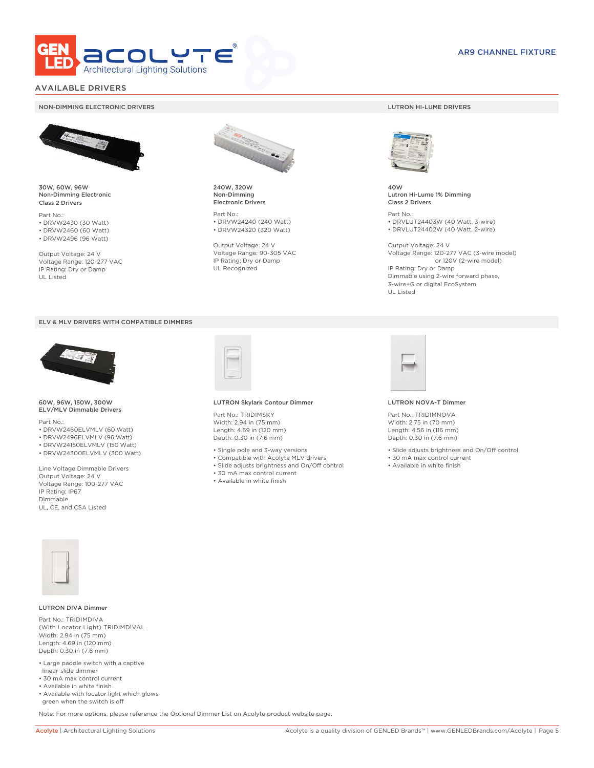# AVAILABLE DRIVERS

## NON-DIMMING ELECTRONIC DRIVERS

**30W, 60W, 96W**
**Non-Dimming Electronic**
**Class 2 Drivers**

Part No.:
- DRVW2430 (30 Watt)
- DRVW2460 (60 Watt)
- DRVW2496 (96 Watt)

Output Voltage: 24 V
Voltage Range: 120-277 VAC
IP Rating: Dry or Damp
UL Listed

**240W, 320W**
**Non-Dimming**
**Electronic Drivers**

Part No.:
- DRVW24240 (240 Watt)
- DRVW24320 (320 Watt)

Output Voltage: 24 V
Voltage Range: 90-305 VAC
IP Rating: Dry or Damp
UL Recognized

## LUTRON HI-LUME DRIVERS

**40W**
**Lutron Hi-Lume 1% Dimming**
**Class 2 Drivers**

Part No.:
- DRVLUT24403W (40 Watt, 3-wire)
- DRVLUT24402W (40 Watt, 2-wire)

Output Voltage: 24 V
Voltage Range: 120-277 VAC (3-wire model)
or 120V (2-wire model)
IP Rating: Dry or Damp
Dimmable using 2-wire forward phase,
3-wire+G or digital EcoSystem
UL Listed

## ELV & MLV DRIVERS WITH COMPATIBLE DIMMERS

**60W, 96W, 150W, 300W**
**ELV/MLV Dimmable Drivers**

Part No.:
- DRVW2460ELVMLV (60 Watt)
- DRVW2496ELVMLV (96 Watt)
- DRVW24150ELVMLV (150 Watt)
- DRVW24300ELVMLV (300 Watt)

Line Voltage Dimmable Drivers
Output Voltage: 24 V
Voltage Range: 100-277 VAC
IP Rating: IP67
Dimmable
UL, CE, and CSA Listed

**LUTRON Skylark Contour Dimmer**

Part No.: TRIDIMSKY
Width: 2.94 in (75 mm)
Length: 4.69 in (120 mm)
Depth: 0.30 in (7.6 mm)

- Single pole and 3-way versions
- Compatible with Acolyte MLV drivers
- Slide adjusts brightness and On/Off control
- 30 mA max control current
- Available in white finish

**LUTRON NOVA-T Dimmer**

Part No.: TRIDIMNOVA
Width: 2.75 in (70 mm)
Length: 4.56 in (116 mm)
Depth: 0.30 in (7.6 mm)

- Slide adjusts brightness and On/Off control
- 30 mA max control current
- Available in white finish

**LUTRON DIVA Dimmer**

Part No.: TRIDIMDIVA
(With Locator Light) TRIDIMDIVAL
Width: 2.94 in (75 mm)
Length: 4.69 in (120 mm)
Depth: 0.30 in (7.6 mm)

- Large paddle switch with a captive linear-slide dimmer
- 30 mA max control current
- Available in white finish
- Available with locator light which glows green when the switch is off

Note: For more options, please reference the Optional Dimmer List on Acolyte product website page.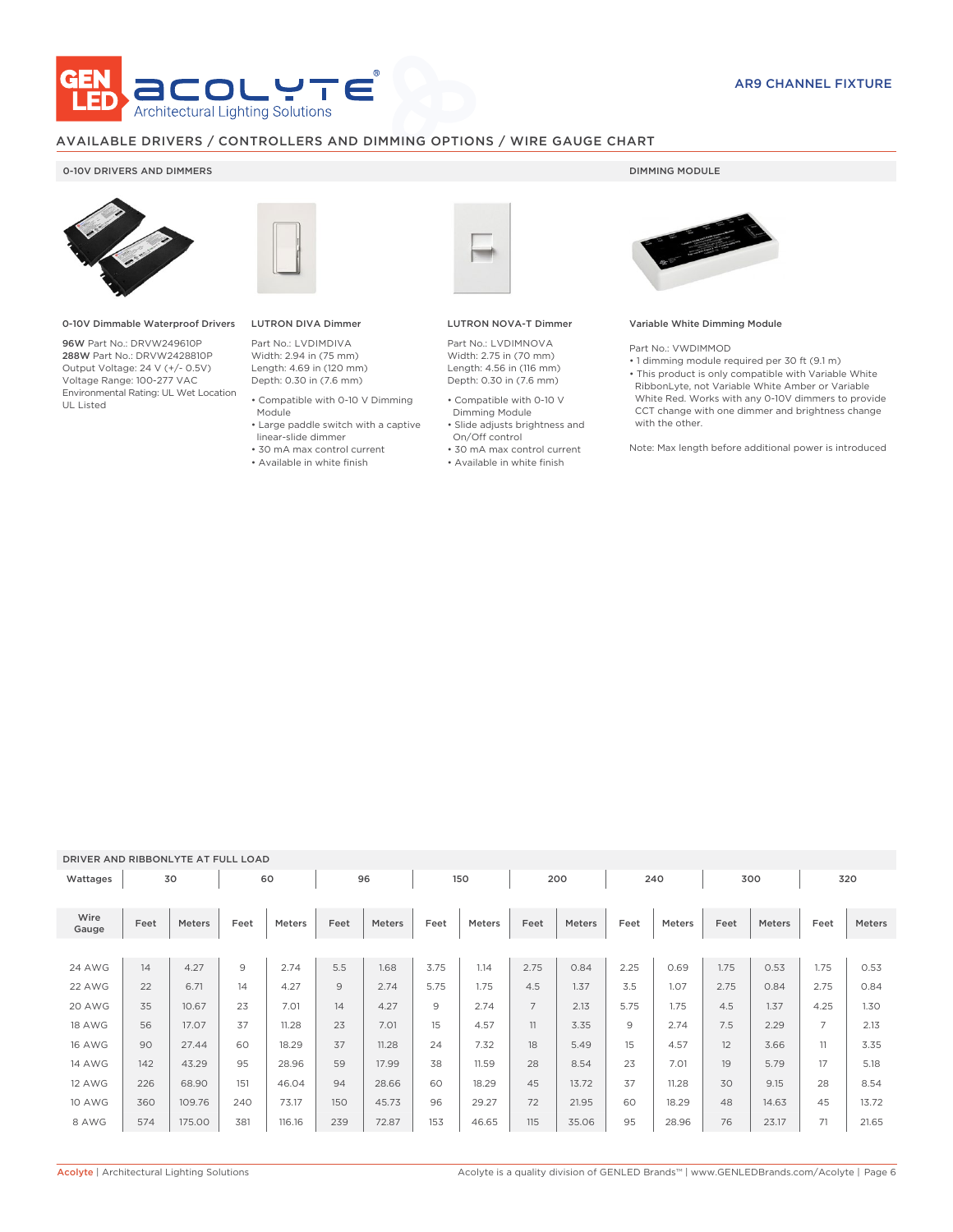AR9 CHANNEL FIXTURE

## AVAILABLE DRIVERS / CONTROLLERS AND DIMMING OPTIONS / WIRE GAUGE CHART

### 0-10V DRIVERS AND DIMMERS

**0-10V Dimmable Waterproof Drivers**

**96W** Part No.: DRVW249610P
**288W** Part No.: DRVW2428810P
Output Voltage: 24 V (+/- 0.5V)
Voltage Range: 100-277 VAC
Environmental Rating: UL Wet Location
UL Listed

**LUTRON DIVA Dimmer**

Part No.: LVDIMDIVA
Width: 2.94 in (75 mm)
Length: 4.69 in (120 mm)
Depth: 0.30 in (7.6 mm)

- Compatible with 0-10 V Dimming Module
- Large paddle switch with a captive linear-slide dimmer
- 30 mA max control current
- Available in white finish

**LUTRON NOVA-T Dimmer**

Part No.: LVDIMNOVA
Width: 2.75 in (70 mm)
Length: 4.56 in (116 mm)
Depth: 0.30 in (7.6 mm)

- Compatible with 0-10 V Dimming Module
- Slide adjusts brightness and On/Off control
- 30 mA max control current
- Available in white finish

### DIMMING MODULE

**Variable White Dimming Module**

Part No.: VWDIMMOD

- 1 dimming module required per 30 ft (9.1 m)
- This product is only compatible with Variable White RibbonLyte, not Variable White Amber or Variable White Red. Works with any 0-10V dimmers to provide CCT change with one dimmer and brightness change with the other.

Note: Max length before additional power is introduced

### DRIVER AND RIBBONLYTE AT FULL LOAD

| Wattages | 30 | | 60 | | 96 | | 150 | | 200 | | 240 | | 300 | | 320 | |
|---|---|---|---|---|---|---|---|---|---|---|---|---|---|---|---|---|
| Wire Gauge | Feet | Meters | Feet | Meters | Feet | Meters | Feet | Meters | Feet | Meters | Feet | Meters | Feet | Meters | Feet | Meters |
| 24 AWG | 14 | 4.27 | 9 | 2.74 | 5.5 | 1.68 | 3.75 | 1.14 | 2.75 | 0.84 | 2.25 | 0.69 | 1.75 | 0.53 | 1.75 | 0.53 |
| 22 AWG | 22 | 6.71 | 14 | 4.27 | 9 | 2.74 | 5.75 | 1.75 | 4.5 | 1.37 | 3.5 | 1.07 | 2.75 | 0.84 | 2.75 | 0.84 |
| 20 AWG | 35 | 10.67 | 23 | 7.01 | 14 | 4.27 | 9 | 2.74 | 7 | 2.13 | 5.75 | 1.75 | 4.5 | 1.37 | 4.25 | 1.30 |
| 18 AWG | 56 | 17.07 | 37 | 11.28 | 23 | 7.01 | 15 | 4.57 | 11 | 3.35 | 9 | 2.74 | 7.5 | 2.29 | 7 | 2.13 |
| 16 AWG | 90 | 27.44 | 60 | 18.29 | 37 | 11.28 | 24 | 7.32 | 18 | 5.49 | 15 | 4.57 | 12 | 3.66 | 11 | 3.35 |
| 14 AWG | 142 | 43.29 | 95 | 28.96 | 59 | 17.99 | 38 | 11.59 | 28 | 8.54 | 23 | 7.01 | 19 | 5.79 | 17 | 5.18 |
| 12 AWG | 226 | 68.90 | 151 | 46.04 | 94 | 28.66 | 60 | 18.29 | 45 | 13.72 | 37 | 11.28 | 30 | 9.15 | 28 | 8.54 |
| 10 AWG | 360 | 109.76 | 240 | 73.17 | 150 | 45.73 | 96 | 29.27 | 72 | 21.95 | 60 | 18.29 | 48 | 14.63 | 45 | 13.72 |
| 8 AWG | 574 | 175.00 | 381 | 116.16 | 239 | 72.87 | 153 | 46.65 | 115 | 35.06 | 95 | 28.96 | 76 | 23.17 | 71 | 21.65 |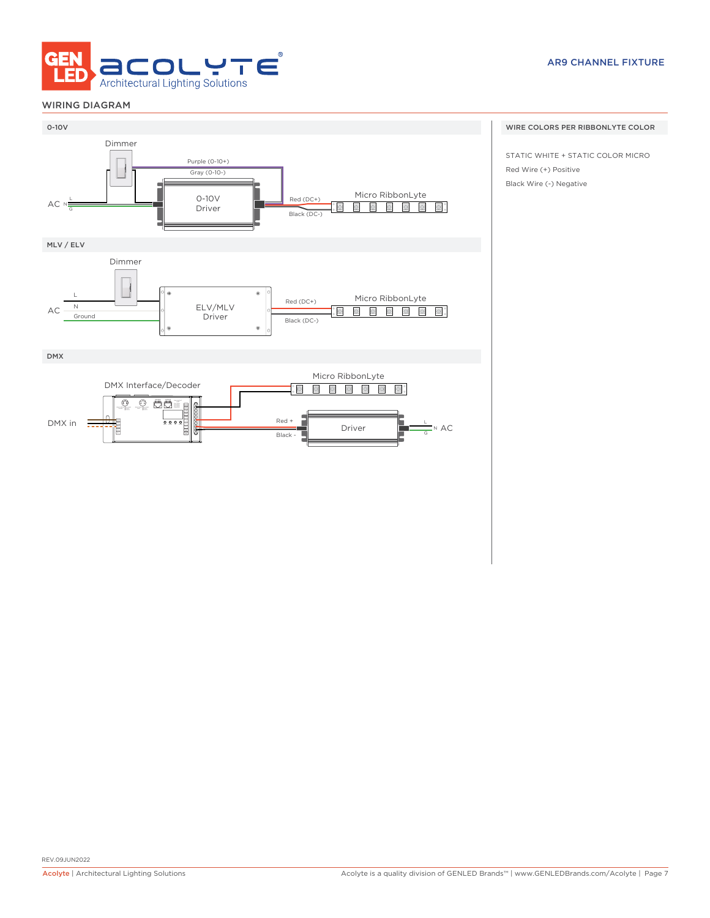AR9 CHANNEL FIXTURE

## WIRING DIAGRAM

### 0-10V

Dimmer

Purple (0-10+)

Gray (0-10-)

AC L N G

0-10V Driver

Red (DC+)

Black (DC-)

Micro RibbonLyte

### MLV / ELV

Dimmer

AC L N Ground

ELV/MLV Driver

Red (DC+)

Black (DC-)

Micro RibbonLyte

### DMX

DMX Interface/Decoder

Micro RibbonLyte

DMX in

Red +

Black -

Driver

L N G AC

### WIRE COLORS PER RIBBONLYTE COLOR

STATIC WHITE + STATIC COLOR MICRO

Red Wire (+) Positive

Black Wire (-) Negative

REV.09JUN2022